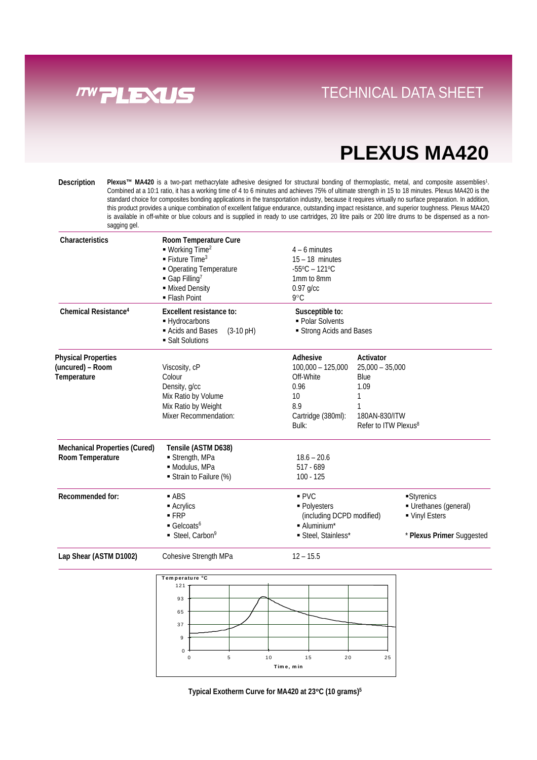TECHNICAL DATA SHEET

# PLEXUS MA420

**Description**

**Plexus™ MA420** is a two-part methacrylate adhesive designed for structural bonding of thermoplastic, metal, and composite assemblies[1]. Combined at a 10:1 ratio, it has a working time of 4 to 6 minutes and achieves 75% of ultimate strength in 15 to 18 minutes. Plexus MA420 is the standard choice for composites bonding applications in the transportation industry, because it requires virtually no surface preparation. In addition, this product provides a unique combination of excellent fatigue endurance, outstanding impact resistance, and superior toughness. Plexus MA420 is available in off-white or blue colours and is supplied in ready to use cartridges, 20 litre pails or 200 litre drums to be dispensed as a non-sagging gel.

| | | | |
|---|---|---|---|
| **Characteristics** | **Room Temperature Cure** | | |
| | ▪ Working Time[2] | 4 – 6 minutes | |
| | ▪ Fixture Time[3] | 15 – 18 minutes | |
| | ▪ Operating Temperature | -55°C – 121°C | |
| | ▪ Gap Filling[7] | 1mm to 8mm | |
| | ▪ Mixed Density | 0.97 g/cc | |
| | ▪ Flash Point | 9°C | |
| **Chemical Resistance[4]** | **Excellent resistance to:** | **Susceptible to:** | |
| | ▪ Hydrocarbons | ▪ Polar Solvents | |
| | ▪ Acids and Bases (3-10 pH) | ▪ Strong Acids and Bases | |
| | ▪ Salt Solutions | | |
| **Physical Properties (uncured) – Room Temperature** | | **Adhesive** | **Activator** |
| | Viscosity, cP | 100,000 – 125,000 | 25,000 – 35,000 |
| | Colour | Off-White | Blue |
| | Density, g/cc | 0.96 | 1.09 |
| | Mix Ratio by Volume | 10 | 1 |
| | Mix Ratio by Weight | 8.9 | 1 |
| | Mixer Recommendation: | Cartridge (380ml): | 180AN-830/ITW |
| | | Bulk: | Refer to ITW Plexus[8] |
| **Mechanical Properties (Cured) Room Temperature** | **Tensile (ASTM D638)** | | |
| | ▪ Strength, MPa | 18.6 – 20.6 | |
| | ▪ Modulus, MPa | 517 - 689 | |
| | ▪ Strain to Failure (%) | 100 - 125 | |
| **Recommended for:** | ▪ ABS | ▪ PVC | ▪ Styrenics |
| | ▪ Acrylics | ▪ Polyesters (including DCPD modified) | ▪ Urethanes (general) |
| | ▪ FRP | | ▪ Vinyl Esters |
| | ▪ Gelcoats[6] | ▪ Aluminium* | |
| | ▪ Steel, Carbon[9] | ▪ Steel, Stainless* | * **Plexus Primer** Suggested |
| **Lap Shear (ASTM D1002)** | Cohesive Strength MPa | 12 – 15.5 | |

**Typical Exotherm Curve for MA420 at 23°C (10 grams)[5]**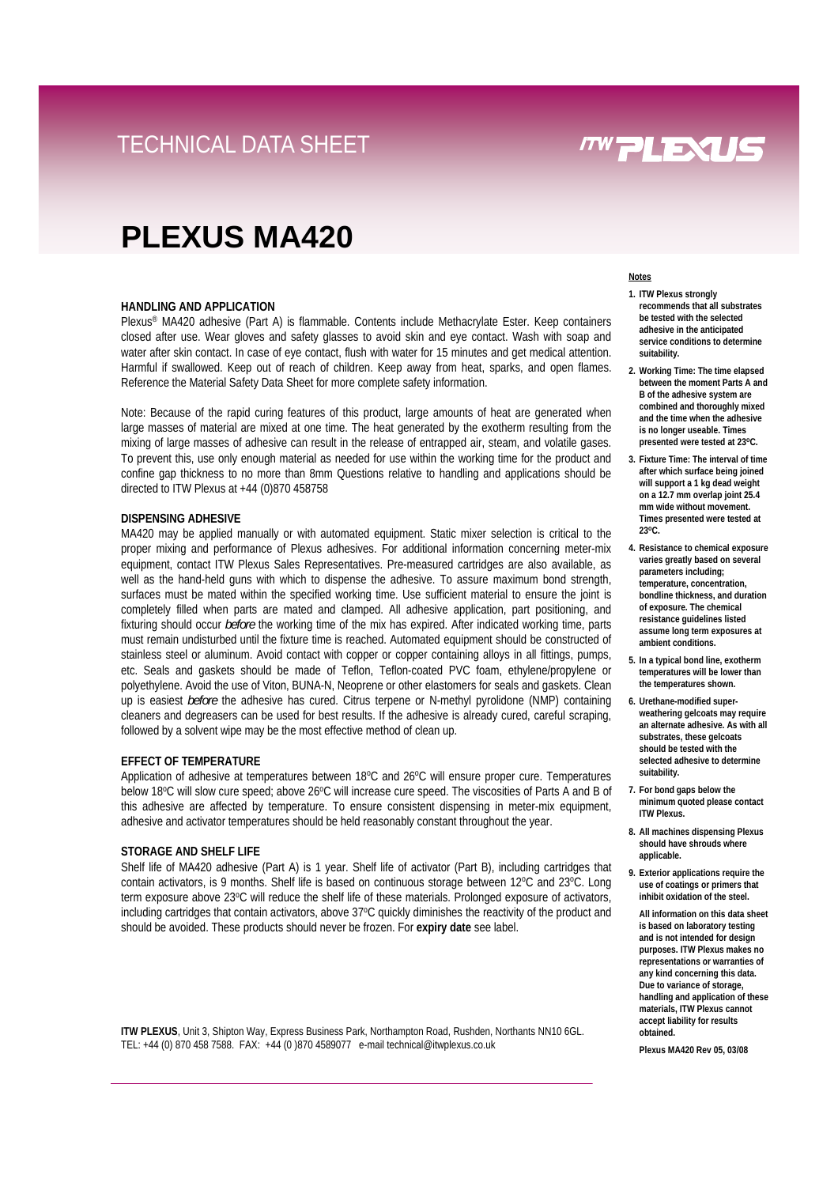TECHNICAL DATA SHEET

# PLEXUS MA420

### HANDLING AND APPLICATION

Plexus® MA420 adhesive (Part A) is flammable. Contents include Methacrylate Ester. Keep containers closed after use. Wear gloves and safety glasses to avoid skin and eye contact. Wash with soap and water after skin contact. In case of eye contact, flush with water for 15 minutes and get medical attention. Harmful if swallowed. Keep out of reach of children. Keep away from heat, sparks, and open flames. Reference the Material Safety Data Sheet for more complete safety information.

Note: Because of the rapid curing features of this product, large amounts of heat are generated when large masses of material are mixed at one time. The heat generated by the exotherm resulting from the mixing of large masses of adhesive can result in the release of entrapped air, steam, and volatile gases. To prevent this, use only enough material as needed for use within the working time for the product and confine gap thickness to no more than 8mm Questions relative to handling and applications should be directed to ITW Plexus at +44 (0)870 458758

### DISPENSING ADHESIVE

MA420 may be applied manually or with automated equipment. Static mixer selection is critical to the proper mixing and performance of Plexus adhesives. For additional information concerning meter-mix equipment, contact ITW Plexus Sales Representatives. Pre-measured cartridges are also available, as well as the hand-held guns with which to dispense the adhesive. To assure maximum bond strength, surfaces must be mated within the specified working time. Use sufficient material to ensure the joint is completely filled when parts are mated and clamped. All adhesive application, part positioning, and fixturing should occur *before* the working time of the mix has expired. After indicated working time, parts must remain undisturbed until the fixture time is reached. Automated equipment should be constructed of stainless steel or aluminum. Avoid contact with copper or copper containing alloys in all fittings, pumps, etc. Seals and gaskets should be made of Teflon, Teflon-coated PVC foam, ethylene/propylene or polyethylene. Avoid the use of Viton, BUNA-N, Neoprene or other elastomers for seals and gaskets. Clean up is easiest *before* the adhesive has cured. Citrus terpene or N-methyl pyrolidone (NMP) containing cleaners and degreasers can be used for best results. If the adhesive is already cured, careful scraping, followed by a solvent wipe may be the most effective method of clean up.

### EFFECT OF TEMPERATURE

Application of adhesive at temperatures between 18°C and 26°C will ensure proper cure. Temperatures below 18°C will slow cure speed; above 26°C will increase cure speed. The viscosities of Parts A and B of this adhesive are affected by temperature. To ensure consistent dispensing in meter-mix equipment, adhesive and activator temperatures should be held reasonably constant throughout the year.

### STORAGE AND SHELF LIFE

Shelf life of MA420 adhesive (Part A) is 1 year. Shelf life of activator (Part B), including cartridges that contain activators, is 9 months. Shelf life is based on continuous storage between 12°C and 23°C. Long term exposure above 23°C will reduce the shelf life of these materials. Prolonged exposure of activators, including cartridges that contain activators, above 37°C quickly diminishes the reactivity of the product and should be avoided. These products should never be frozen. For **expiry date** see label.

**ITW PLEXUS**, Unit 3, Shipton Way, Express Business Park, Northampton Road, Rushden, Northants NN10 6GL.
TEL: +44 (0) 870 458 7588. FAX: +44 (0 )870 4589077 e-mail technical@itwplexus.co.uk

**Notes**

1. **ITW Plexus strongly recommends that all substrates be tested with the selected adhesive in the anticipated service conditions to determine suitability.**
2. **Working Time: The time elapsed between the moment Parts A and B of the adhesive system are combined and thoroughly mixed and the time when the adhesive is no longer useable. Times presented were tested at 23°C.**
3. **Fixture Time: The interval of time after which surface being joined will support a 1 kg dead weight on a 12.7 mm overlap joint 25.4 mm wide without movement. Times presented were tested at 23°C.**
4. **Resistance to chemical exposure varies greatly based on several parameters including; temperature, concentration, bondline thickness, and duration of exposure. The chemical resistance guidelines listed assume long term exposures at ambient conditions.**
5. **In a typical bond line, exotherm temperatures will be lower than the temperatures shown.**
6. **Urethane-modified super-weathering gelcoats may require an alternate adhesive. As with all substrates, these gelcoats should be tested with the selected adhesive to determine suitability.**
7. **For bond gaps below the minimum quoted please contact ITW Plexus.**
8. **All machines dispensing Plexus should have shrouds where applicable.**
9. **Exterior applications require the use of coatings or primers that inhibit oxidation of the steel.**

**All information on this data sheet is based on laboratory testing and is not intended for design purposes. ITW Plexus makes no representations or warranties of any kind concerning this data. Due to variance of storage, handling and application of these materials, ITW Plexus cannot accept liability for results obtained.**

**Plexus MA420 Rev 05, 03/08**